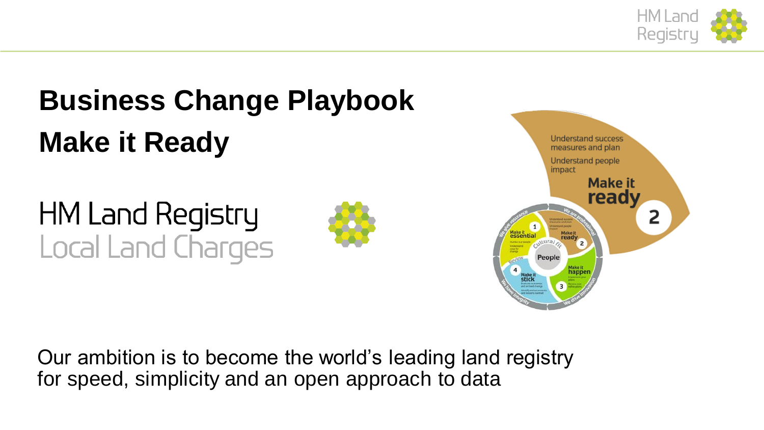# Business Change Playbook

# Make it Ready

HM Land Registry
Local Land Charges

Understand success measures and plan

Understand people impact

Make it ready

2

Our ambition is to become the world's leading land registry for speed, simplicity and an open approach to data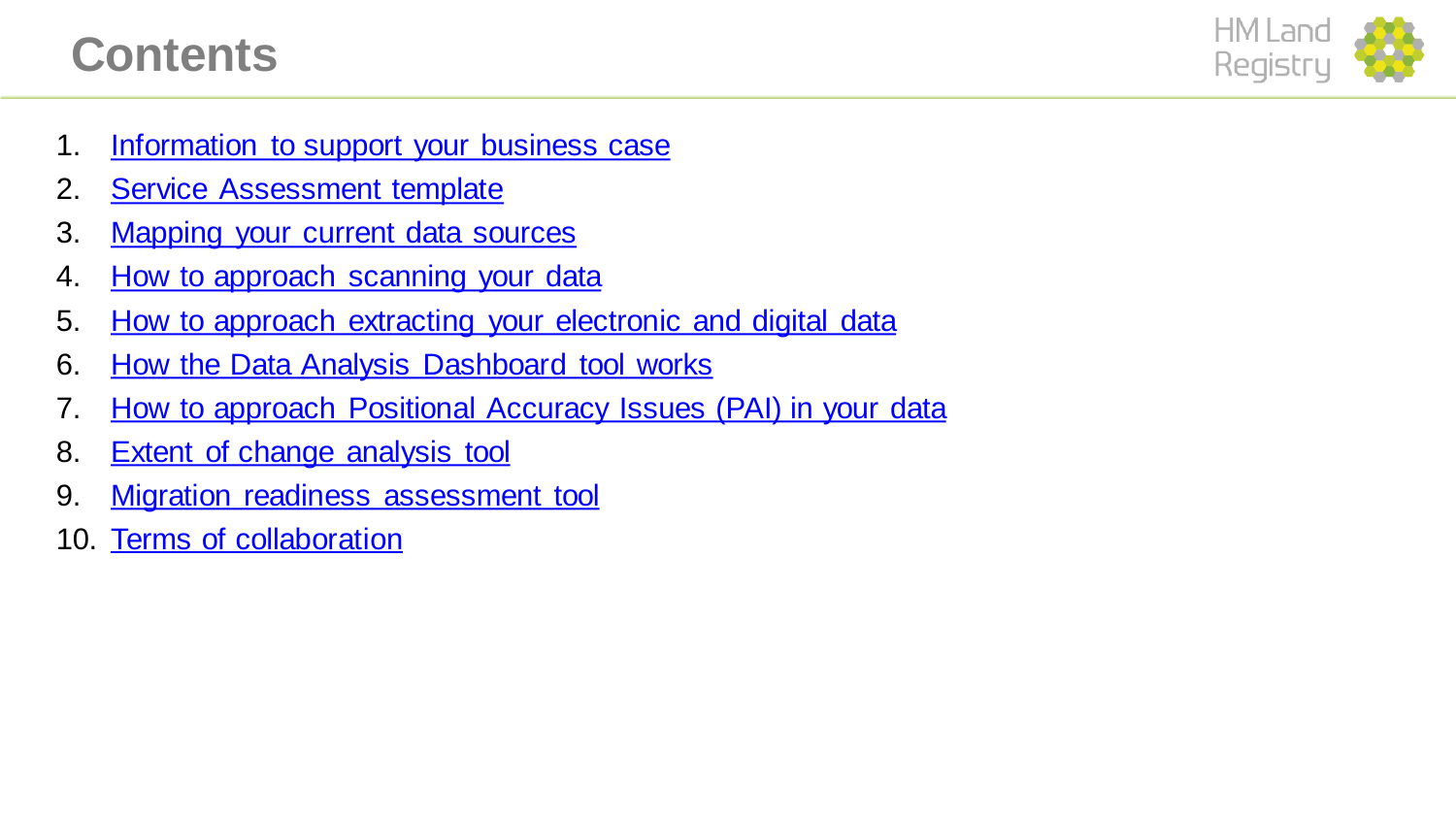# Contents

1. Information to support your business case
2. Service Assessment template
3. Mapping your current data sources
4. How to approach scanning your data
5. How to approach extracting your electronic and digital data
6. How the Data Analysis Dashboard tool works
7. How to approach Positional Accuracy Issues (PAI) in your data
8. Extent of change analysis tool
9. Migration readiness assessment tool
10. Terms of collaboration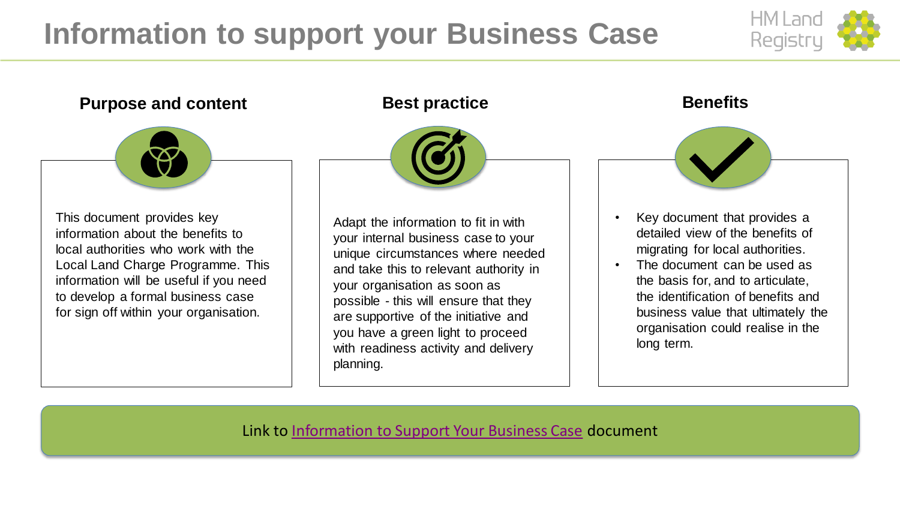# Information to support your Business Case

## Purpose and content

This document provides key information about the benefits to local authorities who work with the Local Land Charge Programme. This information will be useful if you need to develop a formal business case for sign off within your organisation.

## Best practice

Adapt the information to fit in with your internal business case to your unique circumstances where needed and take this to relevant authority in your organisation as soon as possible - this will ensure that they are supportive of the initiative and you have a green light to proceed with readiness activity and delivery planning.

## Benefits

- Key document that provides a detailed view of the benefits of migrating for local authorities.
- The document can be used as the basis for, and to articulate, the identification of benefits and business value that ultimately the organisation could realise in the long term.

Link to Information to Support Your Business Case document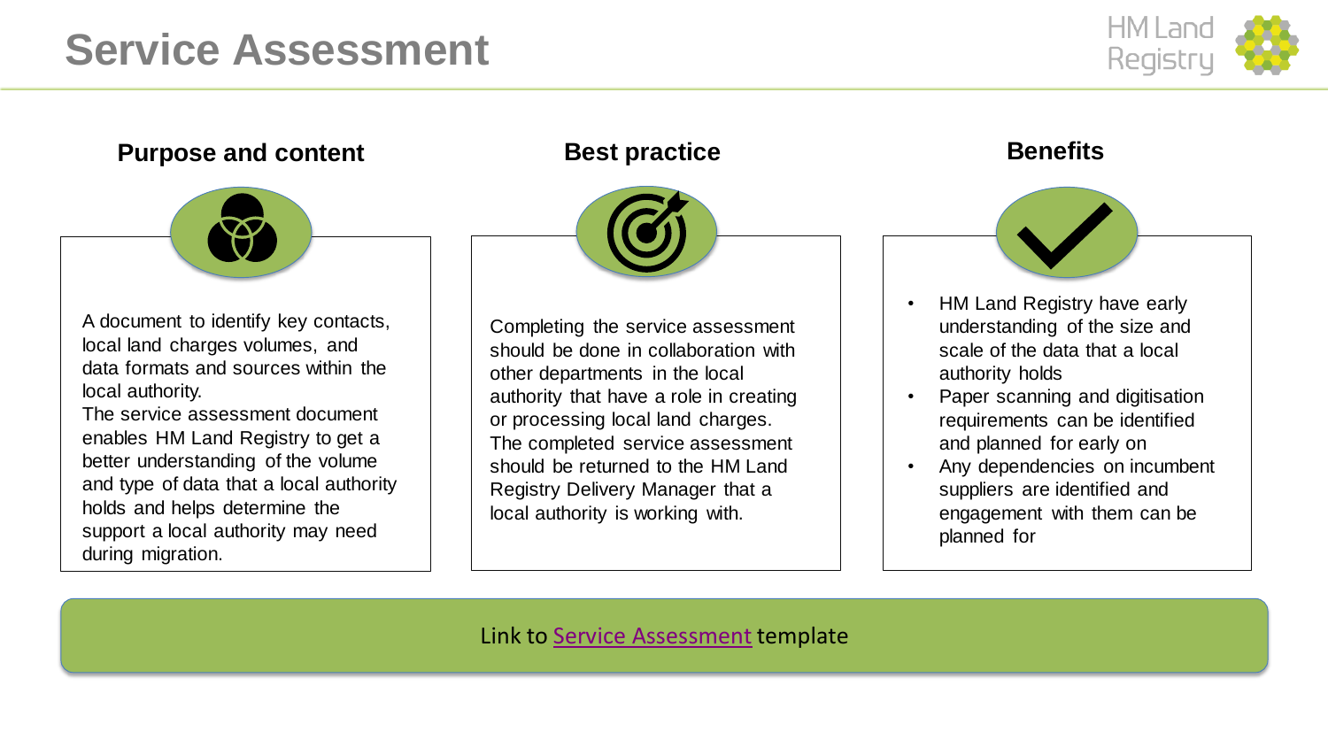# Service Assessment

### Purpose and content

A document to identify key contacts, local land charges volumes, and data formats and sources within the local authority.

The service assessment document enables HM Land Registry to get a better understanding of the volume and type of data that a local authority holds and helps determine the support a local authority may need during migration.

### Best practice

Completing the service assessment should be done in collaboration with other departments in the local authority that have a role in creating or processing local land charges. The completed service assessment should be returned to the HM Land Registry Delivery Manager that a local authority is working with.

### Benefits

- HM Land Registry have early understanding of the size and scale of the data that a local authority holds
- Paper scanning and digitisation requirements can be identified and planned for early on
- Any dependencies on incumbent suppliers are identified and engagement with them can be planned for

Link to Service Assessment template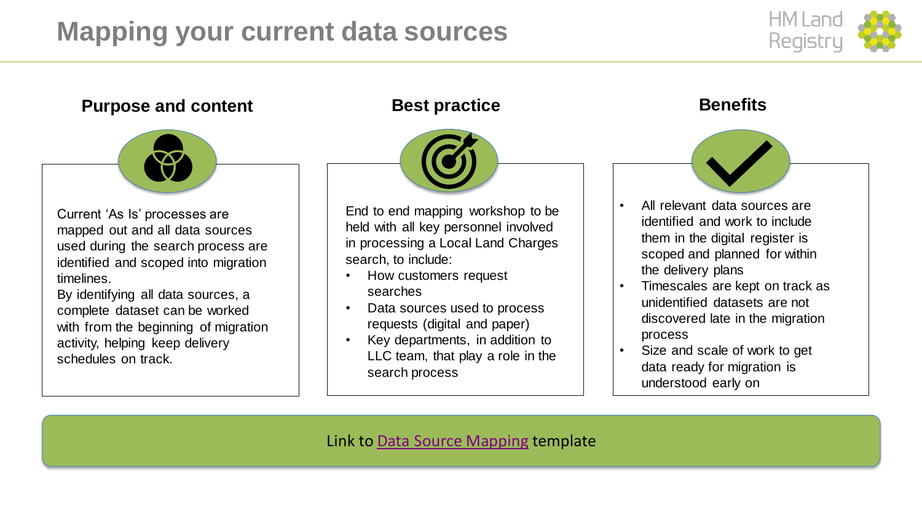# Mapping your current data sources

## Purpose and content

Current 'As Is' processes are mapped out and all data sources used during the search process are identified and scoped into migration timelines.
By identifying all data sources, a complete dataset can be worked with from the beginning of migration activity, helping keep delivery schedules on track.

## Best practice

End to end mapping workshop to be held with all key personnel involved in processing a Local Land Charges search, to include:

- How customers request searches
- Data sources used to process requests (digital and paper)
- Key departments, in addition to LLC team, that play a role in the search process

## Benefits

- All relevant data sources are identified and work to include them in the digital register is scoped and planned for within the delivery plans
- Timescales are kept on track as unidentified datasets are not discovered late in the migration process
- Size and scale of work to get data ready for migration is understood early on

Link to Data Source Mapping template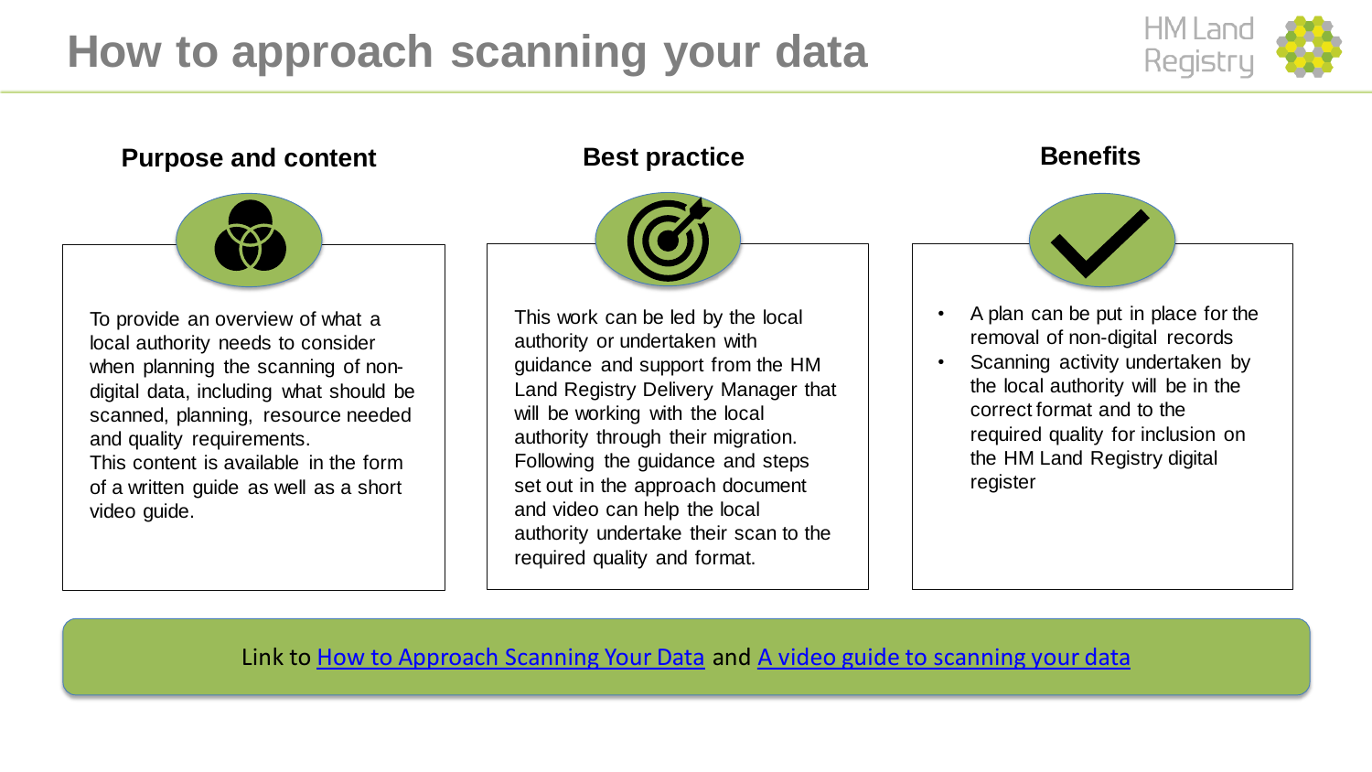# How to approach scanning your data

### Purpose and content

To provide an overview of what a local authority needs to consider when planning the scanning of non-digital data, including what should be scanned, planning, resource needed and quality requirements.
This content is available in the form of a written guide as well as a short video guide.

### Best practice

This work can be led by the local authority or undertaken with guidance and support from the HM Land Registry Delivery Manager that will be working with the local authority through their migration. Following the guidance and steps set out in the approach document and video can help the local authority undertake their scan to the required quality and format.

### Benefits

- A plan can be put in place for the removal of non-digital records
- Scanning activity undertaken by the local authority will be in the correct format and to the required quality for inclusion on the HM Land Registry digital register

Link to How to Approach Scanning Your Data and A video guide to scanning your data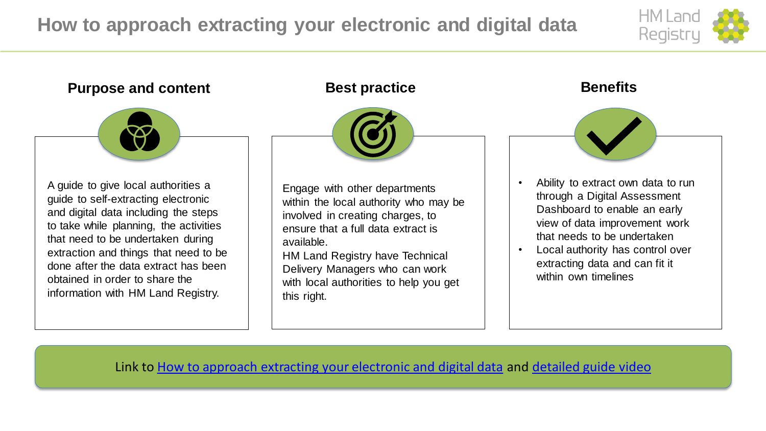# How to approach extracting your electronic and digital data

## Purpose and content

A guide to give local authorities a guide to self-extracting electronic and digital data including the steps to take while planning, the activities that need to be undertaken during extraction and things that need to be done after the data extract has been obtained in order to share the information with HM Land Registry.

## Best practice

Engage with other departments within the local authority who may be involved in creating charges, to ensure that a full data extract is available.

HM Land Registry have Technical Delivery Managers who can work with local authorities to help you get this right.

## Benefits

- Ability to extract own data to run through a Digital Assessment Dashboard to enable an early view of data improvement work that needs to be undertaken
- Local authority has control over extracting data and can fit it within own timelines

Link to How to approach extracting your electronic and digital data and detailed guide video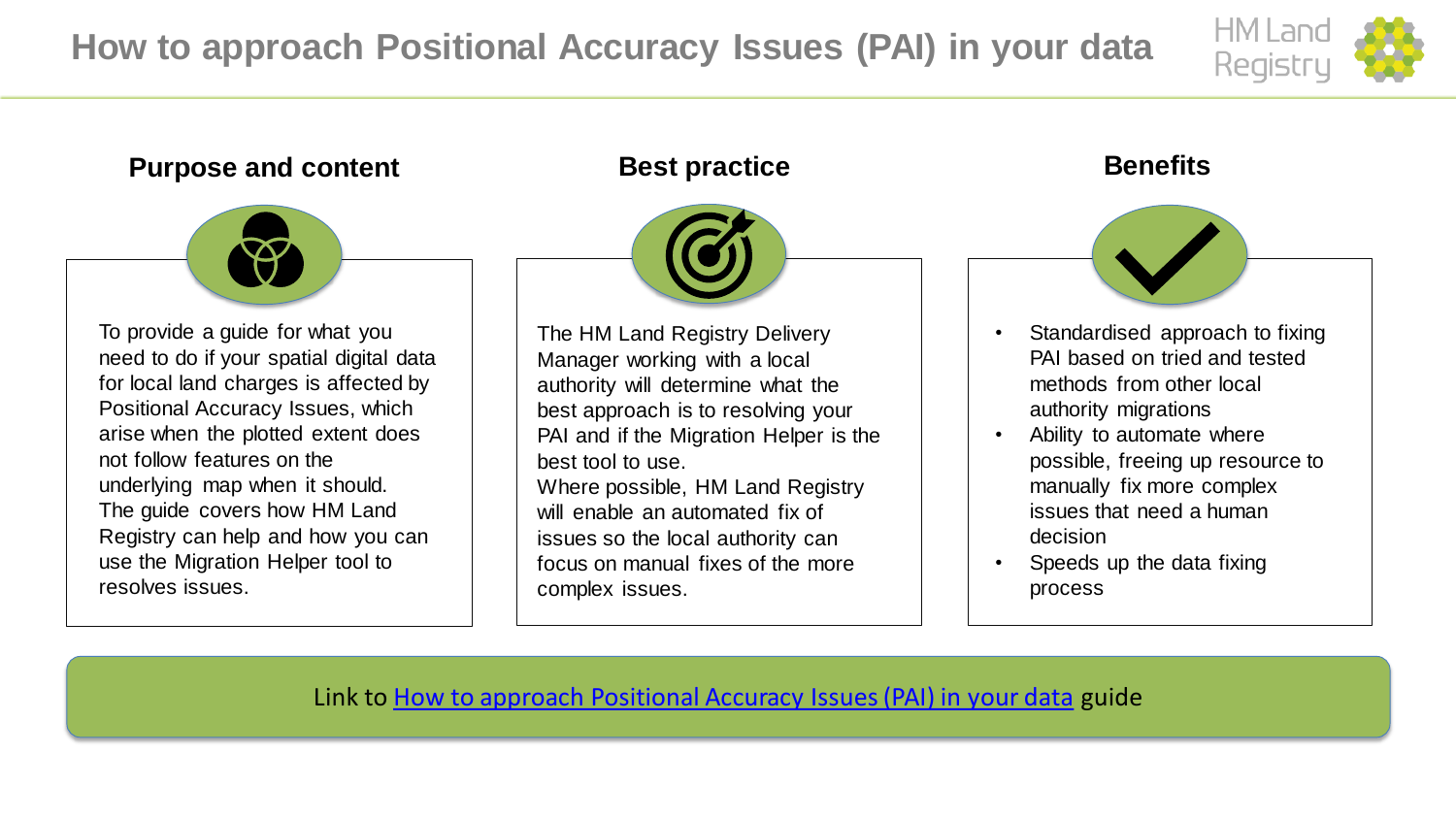# How to approach Positional Accuracy Issues (PAI) in your data

## Purpose and content

To provide a guide for what you need to do if your spatial digital data for local land charges is affected by Positional Accuracy Issues, which arise when the plotted extent does not follow features on the underlying map when it should. The guide covers how HM Land Registry can help and how you can use the Migration Helper tool to resolves issues.

## Best practice

The HM Land Registry Delivery Manager working with a local authority will determine what the best approach is to resolving your PAI and if the Migration Helper is the best tool to use.
Where possible, HM Land Registry will enable an automated fix of issues so the local authority can focus on manual fixes of the more complex issues.

## Benefits

- Standardised approach to fixing PAI based on tried and tested methods from other local authority migrations
- Ability to automate where possible, freeing up resource to manually fix more complex issues that need a human decision
- Speeds up the data fixing process

Link to [How to approach Positional Accuracy Issues (PAI) in your data](#) guide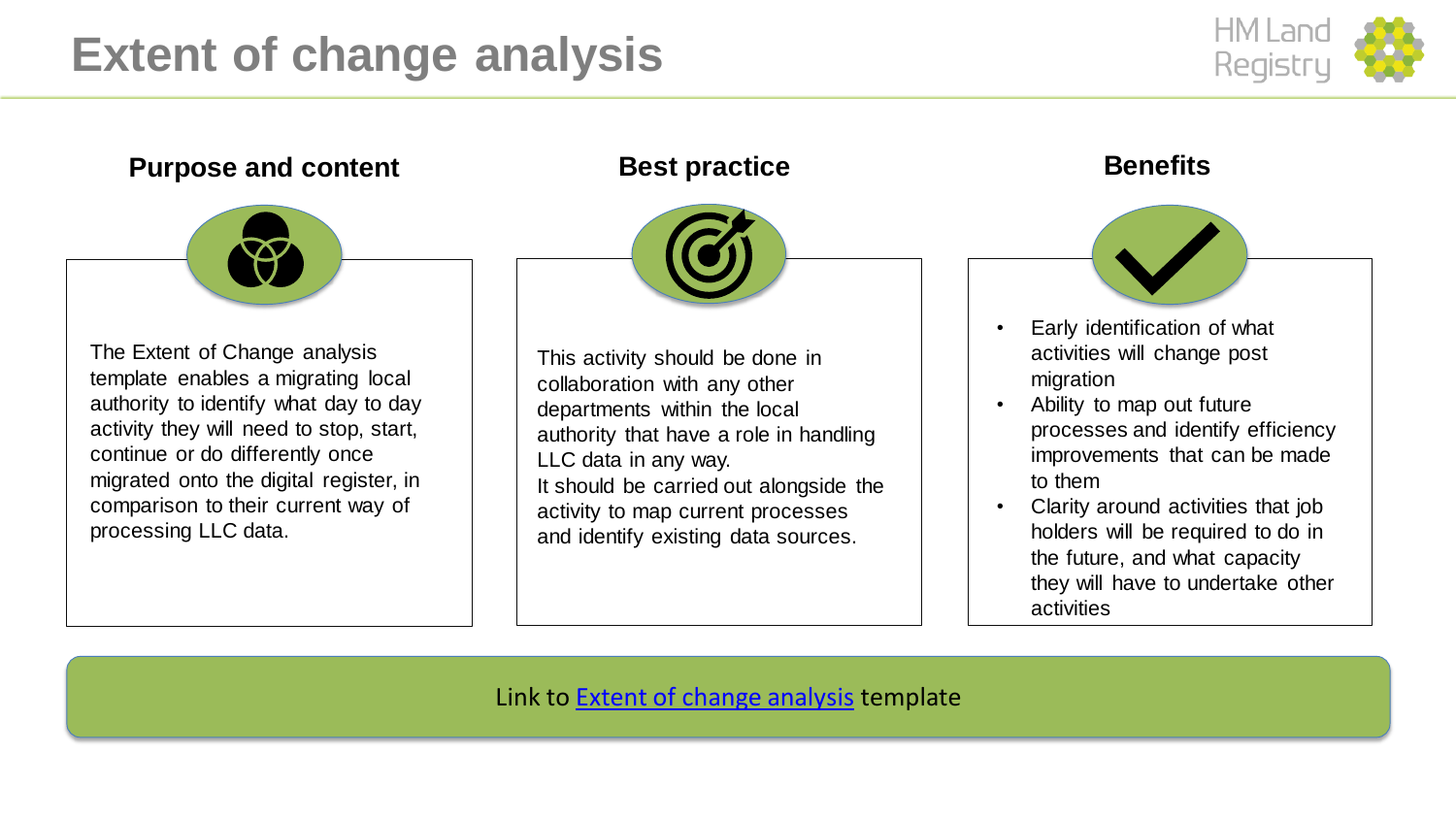# Extent of change analysis

### Purpose and content

The Extent of Change analysis template enables a migrating local authority to identify what day to day activity they will need to stop, start, continue or do differently once migrated onto the digital register, in comparison to their current way of processing LLC data.

### Best practice

This activity should be done in collaboration with any other departments within the local authority that have a role in handling LLC data in any way.
It should be carried out alongside the activity to map current processes and identify existing data sources.

### Benefits

- Early identification of what activities will change post migration
- Ability to map out future processes and identify efficiency improvements that can be made to them
- Clarity around activities that job holders will be required to do in the future, and what capacity they will have to undertake other activities

Link to Extent of change analysis template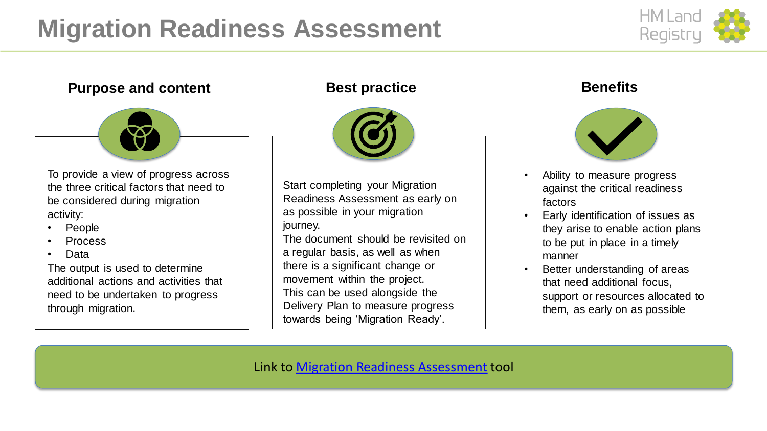# Migration Readiness Assessment

## Purpose and content

To provide a view of progress across the three critical factors that need to be considered during migration activity:

- People
- Process
- Data

The output is used to determine additional actions and activities that need to be undertaken to progress through migration.

## Best practice

Start completing your Migration Readiness Assessment as early on as possible in your migration journey.

The document should be revisited on a regular basis, as well as when there is a significant change or movement within the project.

This can be used alongside the Delivery Plan to measure progress towards being 'Migration Ready'.

## Benefits

- Ability to measure progress against the critical readiness factors
- Early identification of issues as they arise to enable action plans to be put in place in a timely manner
- Better understanding of areas that need additional focus, support or resources allocated to them, as early on as possible

Link to [Migration Readiness Assessment](#) tool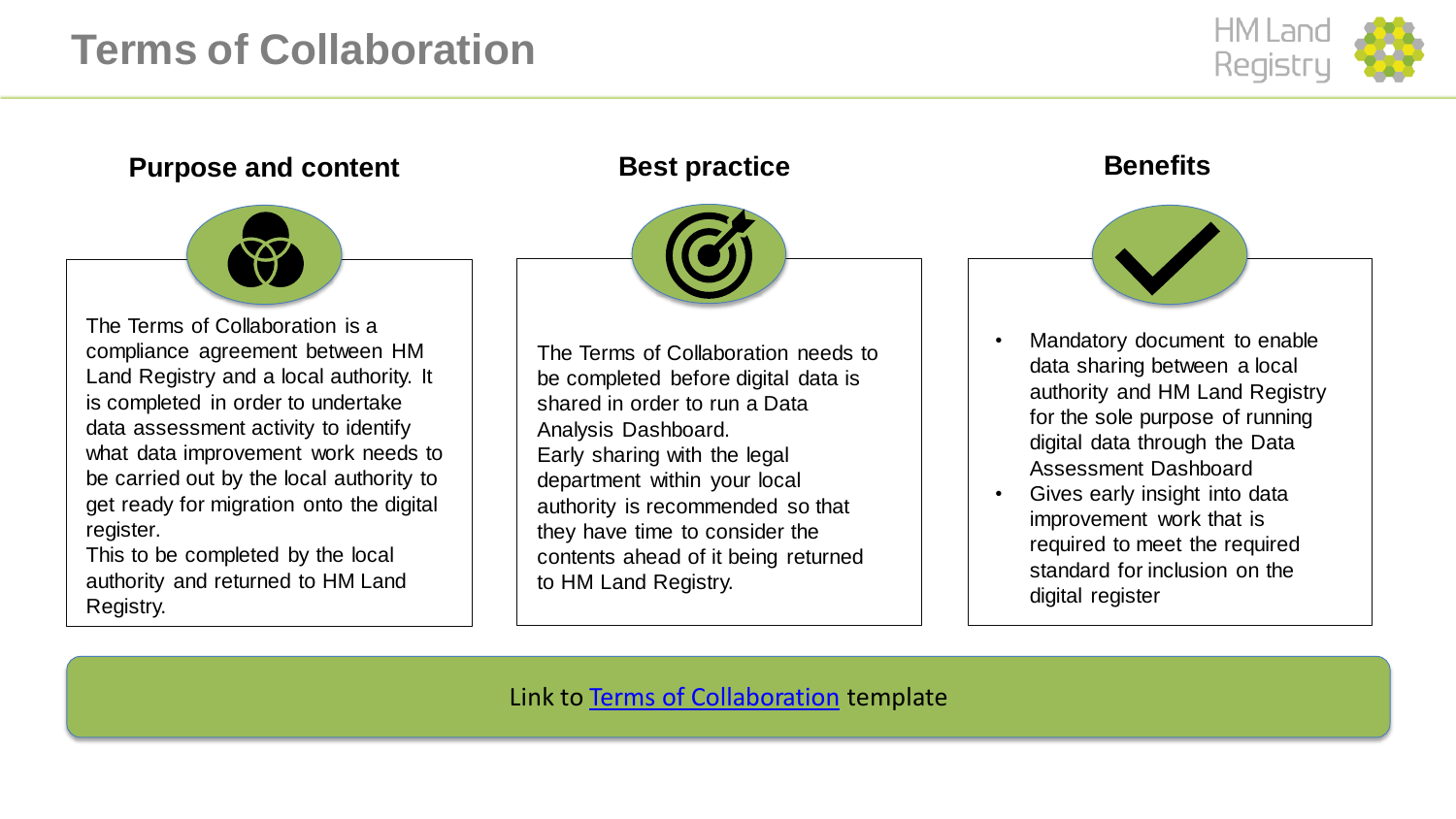# Terms of Collaboration

HM Land Registry

### Purpose and content

The Terms of Collaboration is a compliance agreement between HM Land Registry and a local authority. It is completed in order to undertake data assessment activity to identify what data improvement work needs to be carried out by the local authority to get ready for migration onto the digital register.
This to be completed by the local authority and returned to HM Land Registry.

### Best practice

The Terms of Collaboration needs to be completed before digital data is shared in order to run a Data Analysis Dashboard.
Early sharing with the legal department within your local authority is recommended so that they have time to consider the contents ahead of it being returned to HM Land Registry.

### Benefits

- Mandatory document to enable data sharing between a local authority and HM Land Registry for the sole purpose of running digital data through the Data Assessment Dashboard
- Gives early insight into data improvement work that is required to meet the required standard for inclusion on the digital register

Link to Terms of Collaboration template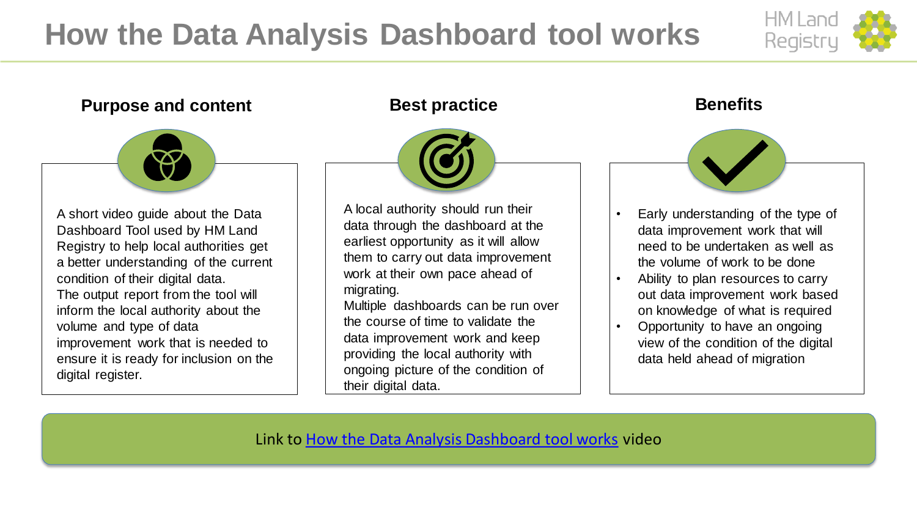# How the Data Analysis Dashboard tool works

HM Land Registry

## Purpose and content

A short video guide about the Data Dashboard Tool used by HM Land Registry to help local authorities get a better understanding of the current condition of their digital data.
The output report from the tool will inform the local authority about the volume and type of data improvement work that is needed to ensure it is ready for inclusion on the digital register.

## Best practice

A local authority should run their data through the dashboard at the earliest opportunity as it will allow them to carry out data improvement work at their own pace ahead of migrating.
Multiple dashboards can be run over the course of time to validate the data improvement work and keep providing the local authority with ongoing picture of the condition of their digital data.

## Benefits

- Early understanding of the type of data improvement work that will need to be undertaken as well as the volume of work to be done
- Ability to plan resources to carry out data improvement work based on knowledge of what is required
- Opportunity to have an ongoing view of the condition of the digital data held ahead of migration

Link to [How the Data Analysis Dashboard tool works] video